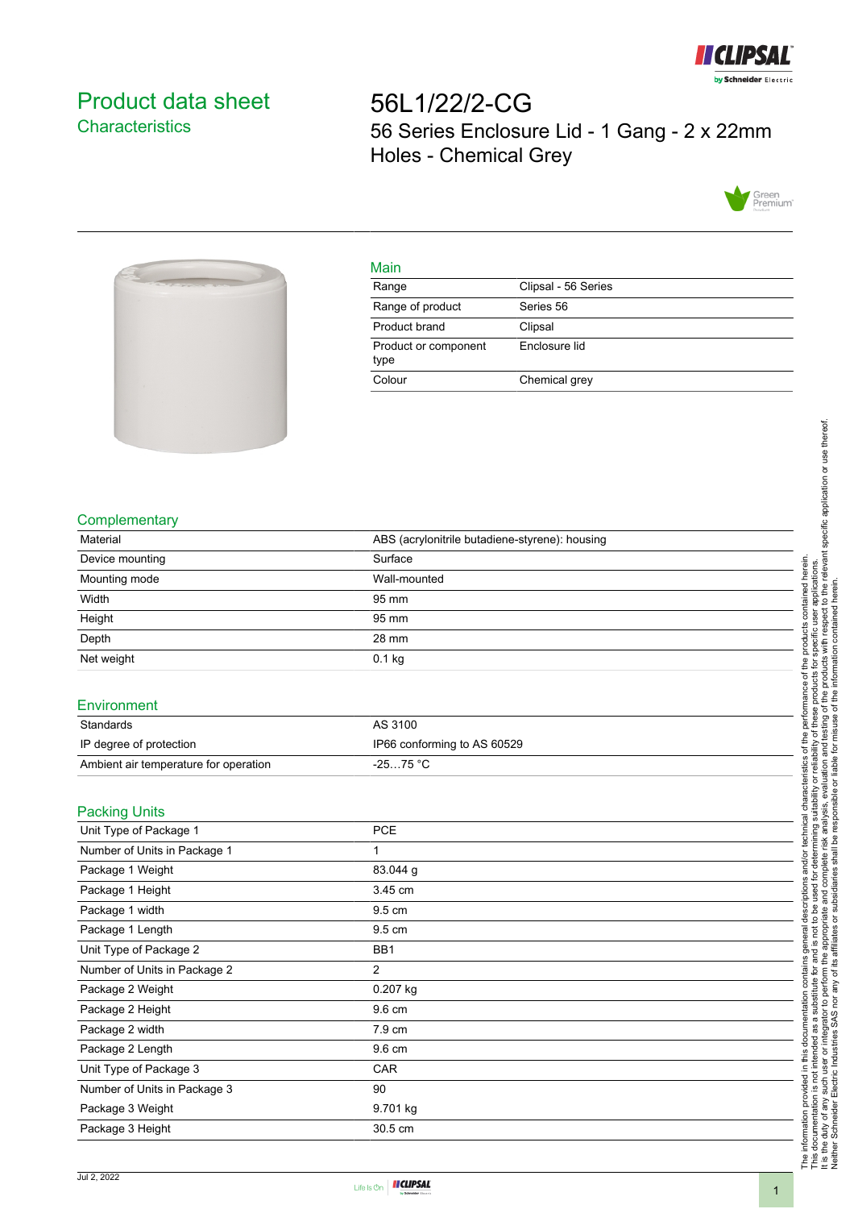# Product data sheet

## Characteristics

# 56L1/22/2-CG

56 Series Enclosure Lid - 1 Gang - 2 x 22mm Holes - Chemical Grey

## Main

| | |
|---|---|
| Range | Clipsal - 56 Series |
| Range of product | Series 56 |
| Product brand | Clipsal |
| Product or component type | Enclosure lid |
| Colour | Chemical grey |

## Complementary

| | |
|---|---|
| Material | ABS (acrylonitrile butadiene-styrene): housing |
| Device mounting | Surface |
| Mounting mode | Wall-mounted |
| Width | 95 mm |
| Height | 95 mm |
| Depth | 28 mm |
| Net weight | 0.1 kg |

## Environment

| | |
|---|---|
| Standards | AS 3100 |
| IP degree of protection | IP66 conforming to AS 60529 |
| Ambient air temperature for operation | -25…75 °C |

## Packing Units

| | |
|---|---|
| Unit Type of Package 1 | PCE |
| Number of Units in Package 1 | 1 |
| Package 1 Weight | 83.044 g |
| Package 1 Height | 3.45 cm |
| Package 1 width | 9.5 cm |
| Package 1 Length | 9.5 cm |
| Unit Type of Package 2 | BB1 |
| Number of Units in Package 2 | 2 |
| Package 2 Weight | 0.207 kg |
| Package 2 Height | 9.6 cm |
| Package 2 width | 7.9 cm |
| Package 2 Length | 9.6 cm |
| Unit Type of Package 3 | CAR |
| Number of Units in Package 3 | 90 |
| Package 3 Weight | 9.701 kg |
| Package 3 Height | 30.5 cm |

The information provided in this documentation contains general descriptions and/or technical characteristics of the performance of the products contained herein. This documentation is not intended as a substitute for and is not to be used for determining suitability or reliability of these products for specific user applications. It is the duty of any such user or integrator to perform the appropriate and complete risk analysis, evaluation and testing of the products with respect to the relevant specific application or use thereof. Neither Schneider Electric Industries SAS nor any of its affiliates or subsidiaries shall be responsible or liable for misuse of the information contained herein.

Jul 2, 2022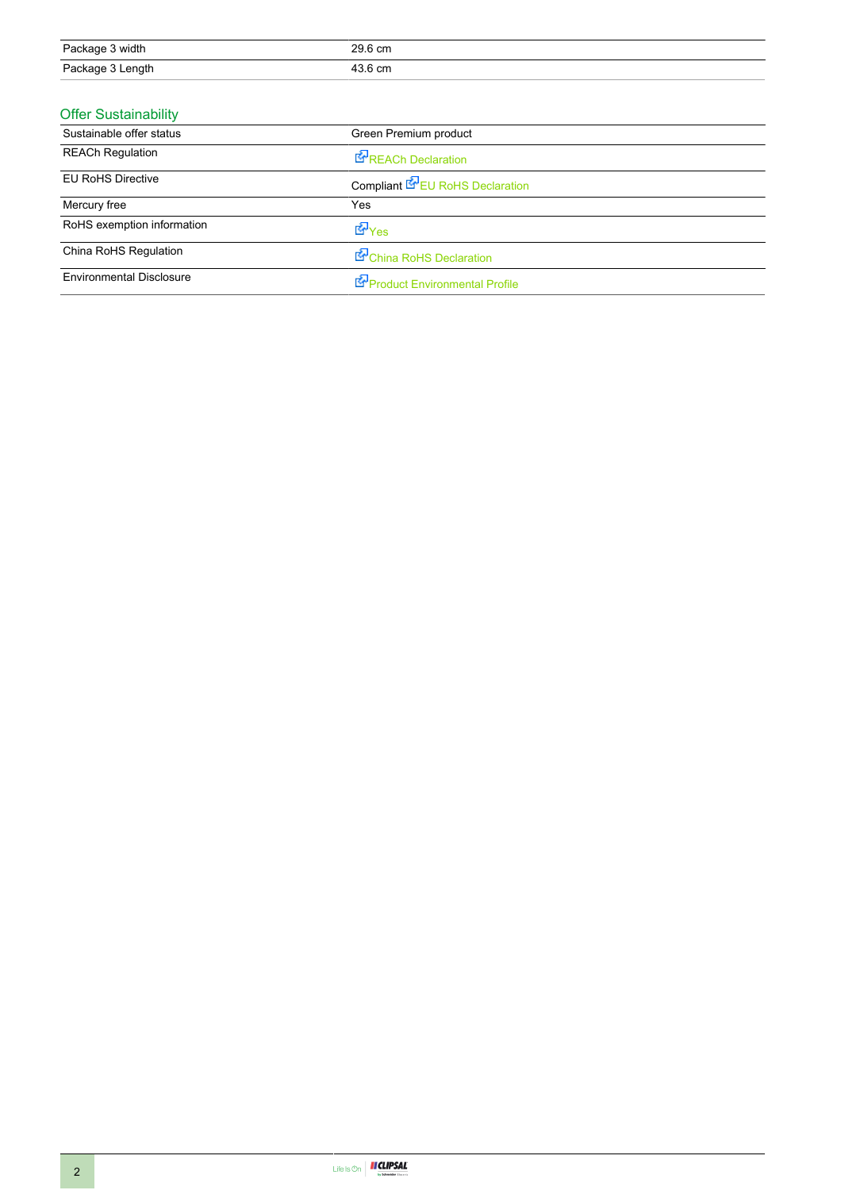| | |
|---|---|
| Package 3 width | 29.6 cm |
| Package 3 Length | 43.6 cm |

## Offer Sustainability

| | |
|---|---|
| Sustainable offer status | Green Premium product |
| REACh Regulation | REACh Declaration |
| EU RoHS Directive | Compliant EU RoHS Declaration |
| Mercury free | Yes |
| RoHS exemption information | Yes |
| China RoHS Regulation | China RoHS Declaration |
| Environmental Disclosure | Product Environmental Profile |